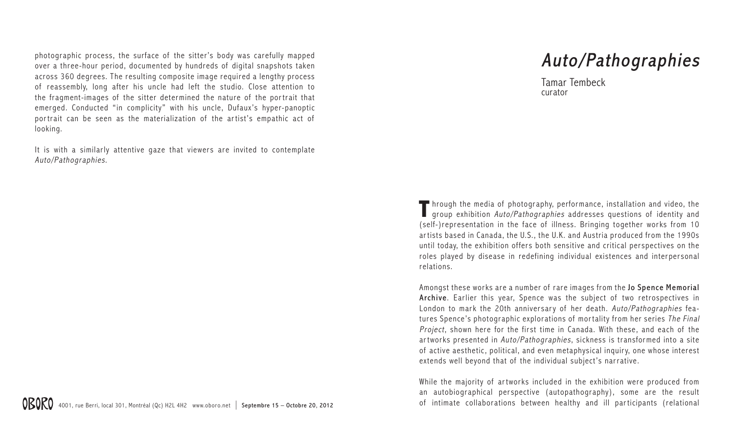photographic process, the surface of the sitter's body was carefully mapped over a three-hour period, documented by hundreds of digital snapshots taken across 360 degrees. The resulting composite image required a lengthy process of reassembly, long after his uncle had left the studio. Close attention to the fragment-images of the sitter determined the nature of the portrait that emerged. Conducted "in complicity" with his uncle, Dufaux's hyper-panoptic portrait can be seen as the materialization of the artist's empathic act of looking.

It is with a similarly attentive gaze that viewers are invited to contemplate *Auto/Pathographies*.

OBORO 4001, rue Berri, local 301, Montréal (Qc) H2L 4H2 www.oboro.net | **Septembre 15 – Octobre 20, 2012**

# *Auto/Pathographies*

Tamar Tembeck
curator

Through the media of photography, performance, installation and video, the group exhibition *Auto/Pathographies* addresses questions of identity and (self-)representation in the face of illness. Bringing together works from 10 artists based in Canada, the U.S., the U.K. and Austria produced from the 1990s until today, the exhibition offers both sensitive and critical perspectives on the roles played by disease in redefining individual existences and interpersonal relations.

Amongst these works are a number of rare images from the **Jo Spence Memorial Archive**. Earlier this year, Spence was the subject of two retrospectives in London to mark the 20th anniversary of her death. *Auto/Pathographies* features Spence's photographic explorations of mortality from her series *The Final Project*, shown here for the first time in Canada. With these, and each of the artworks presented in *Auto/Pathographies*, sickness is transformed into a site of active aesthetic, political, and even metaphysical inquiry, one whose interest extends well beyond that of the individual subject's narrative.

While the majority of artworks included in the exhibition were produced from an autobiographical perspective (autopathography), some are the result of intimate collaborations between healthy and ill participants (relational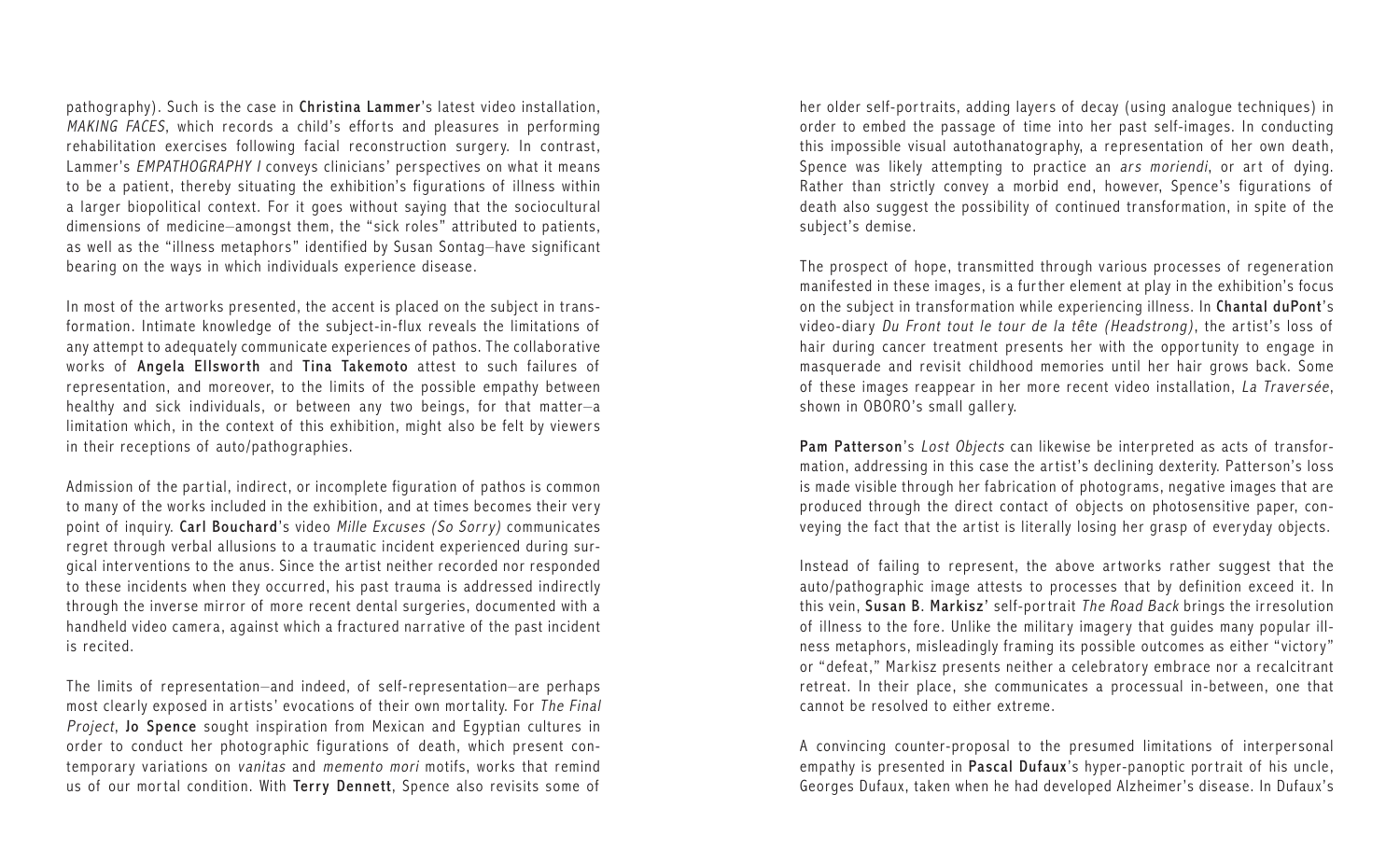pathography). Such is the case in **Christina Lammer**'s latest video installation, *MAKING FACES*, which records a child's efforts and pleasures in performing rehabilitation exercises following facial reconstruction surgery. In contrast, Lammer's *EMPATHOGRAPHY I* conveys clinicians' perspectives on what it means to be a patient, thereby situating the exhibition's figurations of illness within a larger biopolitical context. For it goes without saying that the sociocultural dimensions of medicine—amongst them, the "sick roles" attributed to patients, as well as the "illness metaphors" identified by Susan Sontag—have significant bearing on the ways in which individuals experience disease.

In most of the artworks presented, the accent is placed on the subject in transformation. Intimate knowledge of the subject-in-flux reveals the limitations of any attempt to adequately communicate experiences of pathos. The collaborative works of **Angela Ellsworth** and **Tina Takemoto** attest to such failures of representation, and moreover, to the limits of the possible empathy between healthy and sick individuals, or between any two beings, for that matter—a limitation which, in the context of this exhibition, might also be felt by viewers in their receptions of auto/pathographies.

Admission of the partial, indirect, or incomplete figuration of pathos is common to many of the works included in the exhibition, and at times becomes their very point of inquiry. **Carl Bouchard**'s video *Mille Excuses (So Sorry)* communicates regret through verbal allusions to a traumatic incident experienced during surgical interventions to the anus. Since the artist neither recorded nor responded to these incidents when they occurred, his past trauma is addressed indirectly through the inverse mirror of more recent dental surgeries, documented with a handheld video camera, against which a fractured narrative of the past incident is recited.

The limits of representation—and indeed, of self-representation—are perhaps most clearly exposed in artists' evocations of their own mortality. For *The Final Project*, **Jo Spence** sought inspiration from Mexican and Egyptian cultures in order to conduct her photographic figurations of death, which present contemporary variations on *vanitas* and *memento mori* motifs, works that remind us of our mortal condition. With **Terry Dennett**, Spence also revisits some of her older self-portraits, adding layers of decay (using analogue techniques) in order to embed the passage of time into her past self-images. In conducting this impossible visual autothanatography, a representation of her own death, Spence was likely attempting to practice an *ars moriendi*, or art of dying. Rather than strictly convey a morbid end, however, Spence's figurations of death also suggest the possibility of continued transformation, in spite of the subject's demise.

The prospect of hope, transmitted through various processes of regeneration manifested in these images, is a further element at play in the exhibition's focus on the subject in transformation while experiencing illness. In **Chantal duPont**'s video-diary *Du Front tout le tour de la tête (Headstrong)*, the artist's loss of hair during cancer treatment presents her with the opportunity to engage in masquerade and revisit childhood memories until her hair grows back. Some of these images reappear in her more recent video installation, *La Traversée*, shown in OBORO's small gallery.

**Pam Patterson**'s *Lost Objects* can likewise be interpreted as acts of transformation, addressing in this case the artist's declining dexterity. Patterson's loss is made visible through her fabrication of photograms, negative images that are produced through the direct contact of objects on photosensitive paper, conveying the fact that the artist is literally losing her grasp of everyday objects.

Instead of failing to represent, the above artworks rather suggest that the auto/pathographic image attests to processes that by definition exceed it. In this vein, **Susan B. Markisz**' self-portrait *The Road Back* brings the irresolution of illness to the fore. Unlike the military imagery that guides many popular illness metaphors, misleadingly framing its possible outcomes as either "victory" or "defeat," Markisz presents neither a celebratory embrace nor a recalcitrant retreat. In their place, she communicates a processual in-between, one that cannot be resolved to either extreme.

A convincing counter-proposal to the presumed limitations of interpersonal empathy is presented in **Pascal Dufaux**'s hyper-panoptic portrait of his uncle, Georges Dufaux, taken when he had developed Alzheimer's disease. In Dufaux's